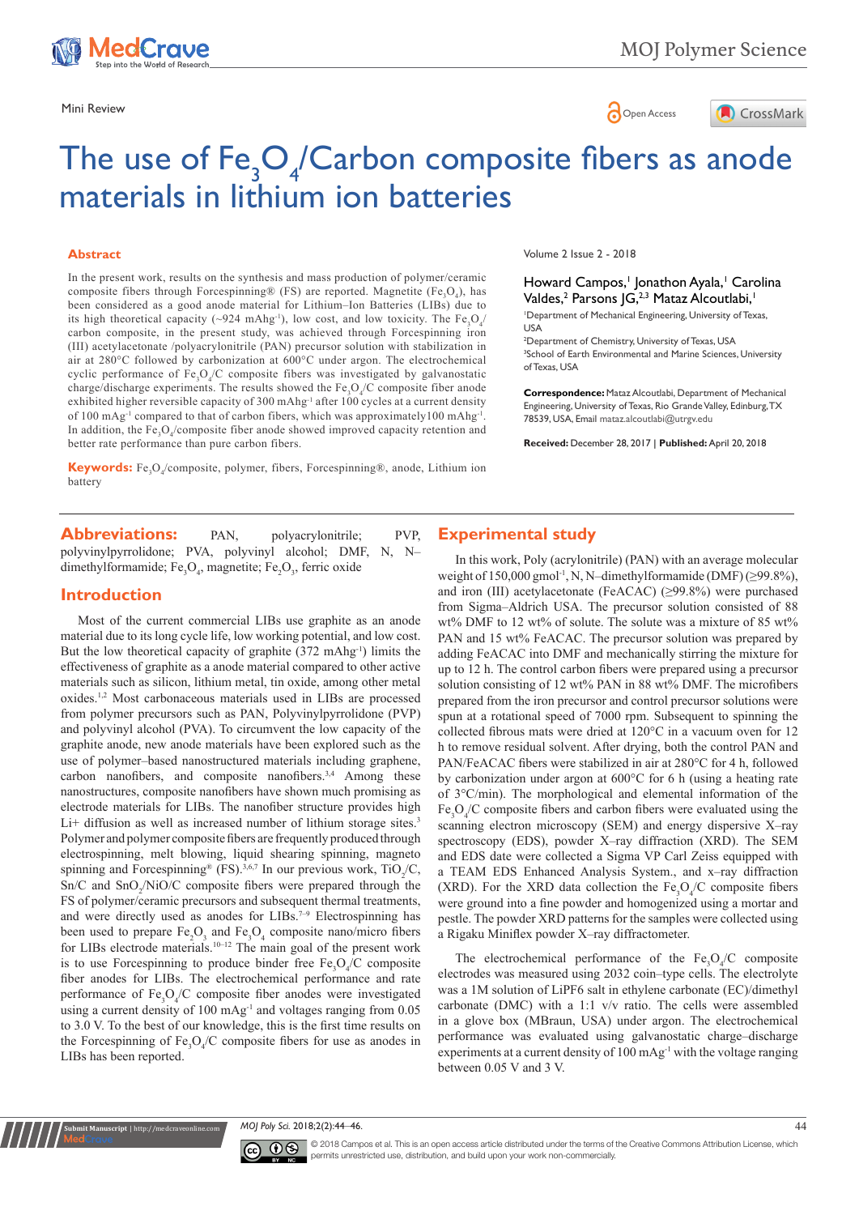Mini Review

# The use of $Fe_3O_4$/Carbon composite fibers as anode materials in lithium ion batteries

Volume 2 Issue 2 - 2018

Howard Campos,[1] Jonathon Ayala,[1] Carolina Valdes,[2] Parsons JG,[2,3] Mataz Alcoutlabi,[1]

[1]Department of Mechanical Engineering, University of Texas, USA

[2]Department of Chemistry, University of Texas, USA

[3]School of Earth Environmental and Marine Sciences, University of Texas, USA

**Correspondence:** Mataz Alcoutlabi, Department of Mechanical Engineering, University of Texas, Rio Grande Valley, Edinburg, TX 78539, USA, Email mataz.alcoutlabi@utrgv.edu

**Received:** December 28, 2017 | **Published:** April 20, 2018

## Abstract

In the present work, results on the synthesis and mass production of polymer/ceramic composite fibers through Forcespinning® (FS) are reported. Magnetite ($Fe_3O_4$), has been considered as a good anode material for Lithium–Ion Batteries (LIBs) due to its high theoretical capacity (~924 $mAhg^{-1}$), low cost, and low toxicity. The $Fe_3O_4$/carbon composite, in the present study, was achieved through Forcespinning iron (III) acetylacetonate /polyacrylonitrile (PAN) precursor solution with stabilization in air at 280°C followed by carbonization at 600°C under argon. The electrochemical cyclic performance of $Fe_3O_4$/C composite fibers was investigated by galvanostatic charge/discharge experiments. The results showed the $Fe_3O_4$/C composite fiber anode exhibited higher reversible capacity of 300 $mAhg^{-1}$ after 100 cycles at a current density of 100 $mAg^{-1}$ compared to that of carbon fibers, which was approximately100 $mAhg^{-1}$. In addition, the $Fe_3O_4$/composite fiber anode showed improved capacity retention and better rate performance than pure carbon fibers.

**Keywords:** $Fe_3O_4$/composite, polymer, fibers, Forcespinning®, anode, Lithium ion battery

**Abbreviations:** PAN, polyacrylonitrile; PVP, polyvinylpyrrolidone; PVA, polyvinyl alcohol; DMF, N, N–dimethylformamide; $Fe_3O_4$, magnetite; $Fe_2O_3$, ferric oxide

## Introduction

Most of the current commercial LIBs use graphite as an anode material due to its long cycle life, low working potential, and low cost. But the low theoretical capacity of graphite (372 $mAhg^{-1}$) limits the effectiveness of graphite as a anode material compared to other active materials such as silicon, lithium metal, tin oxide, among other metal oxides.[1,2] Most carbonaceous materials used in LIBs are processed from polymer precursors such as PAN, Polyvinylpyrrolidone (PVP) and polyvinyl alcohol (PVA). To circumvent the low capacity of the graphite anode, new anode materials have been explored such as the use of polymer–based nanostructured materials including graphene, carbon nanofibers, and composite nanofibers.[3,4] Among these nanostructures, composite nanofibers have shown much promising as electrode materials for LIBs. The nanofiber structure provides high Li+ diffusion as well as increased number of lithium storage sites.[3] Polymer and polymer composite fibers are frequently produced through electrospinning, melt blowing, liquid shearing spinning, magneto spinning and Forcespinning® (FS).[3,6,7] In our previous work, $TiO_2$/C, Sn/C and $SnO_2$/NiO/C composite fibers were prepared through the FS of polymer/ceramic precursors and subsequent thermal treatments, and were directly used as anodes for LIBs.[7–9] Electrospinning has been used to prepare $Fe_2O_3$ and $Fe_3O_4$ composite nano/micro fibers for LIBs electrode materials.[10–12] The main goal of the present work is to use Forcespinning to produce binder free $Fe_3O_4$/C composite fiber anodes for LIBs. The electrochemical performance and rate performance of $Fe_3O_4$/C composite fiber anodes were investigated using a current density of 100 $mAg^{-1}$ and voltages ranging from 0.05 to 3.0 V. To the best of our knowledge, this is the first time results on the Forcespinning of $Fe_3O_4$/C composite fibers for use as anodes in LIBs has been reported.

## Experimental study

In this work, Poly (acrylonitrile) (PAN) with an average molecular weight of 150,000 $gmol^{-1}$, N, N–dimethylformamide (DMF) (≥99.8%), and iron (III) acetylacetonate (FeACAC) (≥99.8%) were purchased from Sigma–Aldrich USA. The precursor solution consisted of 88 wt% DMF to 12 wt% of solute. The solute was a mixture of 85 wt% PAN and 15 wt% FeACAC. The precursor solution was prepared by adding FeACAC into DMF and mechanically stirring the mixture for up to 12 h. The control carbon fibers were prepared using a precursor solution consisting of 12 wt% PAN in 88 wt% DMF. The microfibers prepared from the iron precursor and control precursor solutions were spun at a rotational speed of 7000 rpm. Subsequent to spinning the collected fibrous mats were dried at 120°C in a vacuum oven for 12 h to remove residual solvent. After drying, both the control PAN and PAN/FeACAC fibers were stabilized in air at 280°C for 4 h, followed by carbonization under argon at 600°C for 6 h (using a heating rate of 3°C/min). The morphological and elemental information of the $Fe_3O_4$/C composite fibers and carbon fibers were evaluated using the scanning electron microscopy (SEM) and energy dispersive X–ray spectroscopy (EDS), powder X–ray diffraction (XRD). The SEM and EDS date were collected a Sigma VP Carl Zeiss equipped with a TEAM EDS Enhanced Analysis System., and x–ray diffraction (XRD). For the XRD data collection the $Fe_3O_4$/C composite fibers were ground into a fine powder and homogenized using a mortar and pestle. The powder XRD patterns for the samples were collected using a Rigaku Miniflex powder X–ray diffractometer.

The electrochemical performance of the $Fe_3O_4$/C composite electrodes was measured using 2032 coin–type cells. The electrolyte was a 1M solution of LiPF6 salt in ethylene carbonate (EC)/dimethyl carbonate (DMC) with a 1:1 v/v ratio. The cells were assembled in a glove box (MBraun, USA) under argon. The electrochemical performance was evaluated using galvanostatic charge–discharge experiments at a current density of 100 $mAg^{-1}$ with the voltage ranging between 0.05 V and 3 V.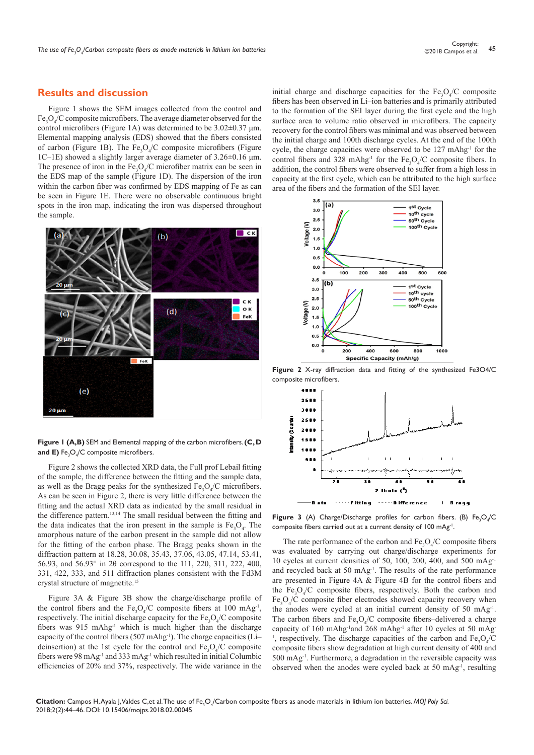## Results and discussion

Figure 1 shows the SEM images collected from the control and $Fe_3O_4$/C composite microfibers. The average diameter observed for the control microfibers (Figure 1A) was determined to be 3.02±0.37 µm. Elemental mapping analysis (EDS) showed that the fibers consisted of carbon (Figure 1B). The $Fe_3O_4$/C composite microfibers (Figure 1C–1E) showed a slightly larger average diameter of 3.26±0.16 µm. The presence of iron in the $Fe_3O_4$/C microfiber matrix can be seen in the EDS map of the sample (Figure 1D). The dispersion of the iron within the carbon fiber was confirmed by EDS mapping of Fe as can be seen in Figure 1E. There were no observable continuous bright spots in the iron map, indicating the iron was dispersed throughout the sample.

**Figure 1 (A,B)** SEM and Elemental mapping of the carbon microfibers. **(C, D and E)** $Fe_3O_4$/C composite microfibers.

Figure 2 shows the collected XRD data, the Full prof Lebail fitting of the sample, the difference between the fitting and the sample data, as well as the Bragg peaks for the synthesized $Fe_3O_4$/C microfibers. As can be seen in Figure 2, there is very little difference between the fitting and the actual XRD data as indicated by the small residual in the difference pattern.[13,14] The small residual between the fitting and the data indicates that the iron present in the sample is $Fe_3O_4$. The amorphous nature of the carbon present in the sample did not allow for the fitting of the carbon phase. The Bragg peaks shown in the diffraction pattern at 18.28, 30.08, 35.43, 37.06, 43.05, 47.14, 53.41, 56.93, and 56.93° in 2θ correspond to the 111, 220, 311, 222, 400, 331, 422, 333, and 511 diffraction planes consistent with the Fd3M crystal structure of magnetite.[15]

Figure 3A & Figure 3B show the charge/discharge profile of the control fibers and the $Fe_3O_4$/C composite fibers at 100 mAg$^{-1}$, respectively. The initial discharge capacity for the $Fe_3O_4$/C composite fibers was 915 mAhg$^{-1}$ which is much higher than the discharge capacity of the control fibers (507 mAhg$^{-1}$). The charge capacities (Li–deinsertion) at the 1st cycle for the control and $Fe_3O_4$/C composite fibers were 98 mAg$^{-1}$ and 333 mAg$^{-1}$ which resulted in initial Columbic efficiencies of 20% and 37%, respectively. The wide variance in the initial charge and discharge capacities for the $Fe_3O_4$/C composite fibers has been observed in Li–ion batteries and is primarily attributed to the formation of the SEI layer during the first cycle and the high surface area to volume ratio observed in microfibers. The capacity recovery for the control fibers was minimal and was observed between the initial charge and 100th discharge cycles. At the end of the 100th cycle, the charge capacities were observed to be 127 mAhg$^{-1}$ for the control fibers and 328 mAhg$^{-1}$ for the $Fe_3O_4$/C composite fibers. In addition, the control fibers were observed to suffer from a high loss in capacity at the first cycle, which can be attributed to the high surface area of the fibers and the formation of the SEI layer.

**Figure 2** X-ray diffraction data and fitting of the synthesized Fe3O4/C composite microfibers.

**Figure 3** (A) Charge/Discharge profiles for carbon fibers. (B) $Fe_3O_4$/C composite fibers carried out at a current density of 100 mAg$^{-1}$.

The rate performance of the carbon and $Fe_3O_4$/C composite fibers was evaluated by carrying out charge/discharge experiments for 10 cycles at current densities of 50, 100, 200, 400, and 500 mAg$^{-1}$ and recycled back at 50 mAg$^{-1}$. The results of the rate performance are presented in Figure 4A & Figure 4B for the control fibers and the $Fe_3O_4$/C composite fibers, respectively. Both the carbon and $Fe_3O_4$/C composite fiber electrodes showed capacity recovery when the anodes were cycled at an initial current density of 50 mAg$^{-1}$. The carbon fibers and $Fe_3O_4$/C composite fibers–delivered a charge capacity of 160 mAhg$^{-1}$and 268 mAhg$^{-1}$ after 10 cycles at 50 mAg$^{-1}$, respectively. The discharge capacities of the carbon and $Fe_3O_4$/C composite fibers show degradation at high current density of 400 and 500 mAg$^{-1}$. Furthermore, a degradation in the reversible capacity was observed when the anodes were cycled back at 50 mAg$^{-1}$, resulting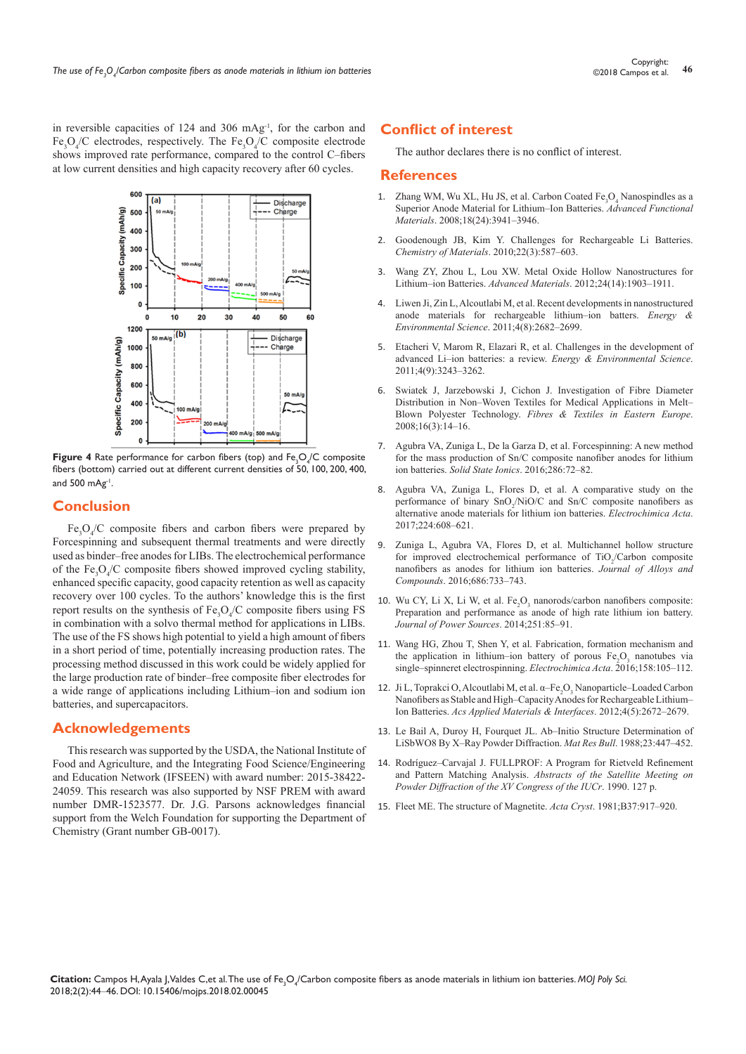in reversible capacities of 124 and 306 $mAg^{-1}$, for the carbon and $Fe_3O_4$/C electrodes, respectively. The $Fe_3O_4$/C composite electrode shows improved rate performance, compared to the control C–fibers at low current densities and high capacity recovery after 60 cycles.

(a)
Specific Capacity (mAh/g)
600
500
400
300
200
100
0
0 10 20 30 40 50 60
50 mA/g
100 mA/g
200 mA/g
400 mA/g
500 mA/g
50 mA/g
Discharge
Charge

(b)
Specific Capacity (mAh/g)
1200
1000
800
600
400
200
0
50 mA/g
100 mA/g
200 mA/g
400 mA/g
500 mA/g
50 mA/g
Discharge
Charge

**Figure 4** Rate performance for carbon fibers (top) and $Fe_3O_4$/C composite fibers (bottom) carried out at different current densities of 50, 100, 200, 400, and 500 $mAg^{-1}$.

## Conclusion

$Fe_3O_4$/C composite fibers and carbon fibers were prepared by Forcespinning and subsequent thermal treatments and were directly used as binder–free anodes for LIBs. The electrochemical performance of the $Fe_3O_4$/C composite fibers showed improved cycling stability, enhanced specific capacity, good capacity retention as well as capacity recovery over 100 cycles. To the authors' knowledge this is the first report results on the synthesis of $Fe_3O_4$/C composite fibers using FS in combination with a solvo thermal method for applications in LIBs. The use of the FS shows high potential to yield a high amount of fibers in a short period of time, potentially increasing production rates. The processing method discussed in this work could be widely applied for the large production rate of binder–free composite fiber electrodes for a wide range of applications including Lithium–ion and sodium ion batteries, and supercapacitors.

## Acknowledgements

This research was supported by the USDA, the National Institute of Food and Agriculture, and the Integrating Food Science/Engineering and Education Network (IFSEEN) with award number: 2015-38422-24059. This research was also supported by NSF PREM with award number DMR-1523577. Dr. J.G. Parsons acknowledges financial support from the Welch Foundation for supporting the Department of Chemistry (Grant number GB-0017).

## Conflict of interest

The author declares there is no conflict of interest.

## References

1. Zhang WM, Wu XL, Hu JS, et al. Carbon Coated $Fe_3O_4$ Nanospindles as a Superior Anode Material for Lithium–Ion Batteries. *Advanced Functional Materials*. 2008;18(24):3941–3946.
2. Goodenough JB, Kim Y. Challenges for Rechargeable Li Batteries. *Chemistry of Materials*. 2010;22(3):587–603.
3. Wang ZY, Zhou L, Lou XW. Metal Oxide Hollow Nanostructures for Lithium–ion Batteries. *Advanced Materials*. 2012;24(14):1903–1911.
4. Liwen Ji, Zin L, Alcoutlabi M, et al. Recent developments in nanostructured anode materials for rechargeable lithium–ion batters. *Energy & Environmental Science*. 2011;4(8):2682–2699.
5. Etacheri V, Marom R, Elazari R, et al. Challenges in the development of advanced Li–ion batteries: a review. *Energy & Environmental Science*. 2011;4(9):3243–3262.
6. Swiatek J, Jarzebowski J, Cichon J. Investigation of Fibre Diameter Distribution in Non–Woven Textiles for Medical Applications in Melt–Blown Polyester Technology. *Fibres & Textiles in Eastern Europe*. 2008;16(3):14–16.
7. Agubra VA, Zuniga L, De la Garza D, et al. Forcespinning: A new method for the mass production of Sn/C composite nanofiber anodes for lithium ion batteries. *Solid State Ionics*. 2016;286:72–82.
8. Agubra VA, Zuniga L, Flores D, et al. A comparative study on the performance of binary $SnO_2$/NiO/C and Sn/C composite nanofibers as alternative anode materials for lithium ion batteries. *Electrochimica Acta*. 2017;224:608–621.
9. Zuniga L, Agubra VA, Flores D, et al. Multichannel hollow structure for improved electrochemical performance of $TiO_2$/Carbon composite nanofibers as anodes for lithium ion batteries. *Journal of Alloys and Compounds*. 2016;686:733–743.
10. Wu CY, Li X, Li W, et al. $Fe_2O_3$ nanorods/carbon nanofibers composite: Preparation and performance as anode of high rate lithium ion battery. *Journal of Power Sources*. 2014;251:85–91.
11. Wang HG, Zhou T, Shen Y, et al. Fabrication, formation mechanism and the application in lithium–ion battery of porous $Fe_2O_3$ nanotubes via single–spinneret electrospinning. *Electrochimica Acta*. 2016;158:105–112.
12. Ji L, Toprakci O, Alcoutlabi M, et al. α–$Fe_2O_3$ Nanoparticle–Loaded Carbon Nanofibers as Stable and High–Capacity Anodes for Rechargeable Lithium–Ion Batteries. *Acs Applied Materials & Interfaces*. 2012;4(5):2672–2679.
13. Le Bail A, Duroy H, Fourquet JL. Ab–Initio Structure Determination of LiSbWO8 By X–Ray Powder Diffraction. *Mat Res Bull*. 1988;23:447–452.
14. Rodríguez–Carvajal J. FULLPROF: A Program for Rietveld Refinement and Pattern Matching Analysis. *Abstracts of the Satellite Meeting on Powder Diffraction of the XV Congress of the IUCr*. 1990. 127 p.
15. Fleet ME. The structure of Magnetite. *Acta Cryst*. 1981;B37:917–920.